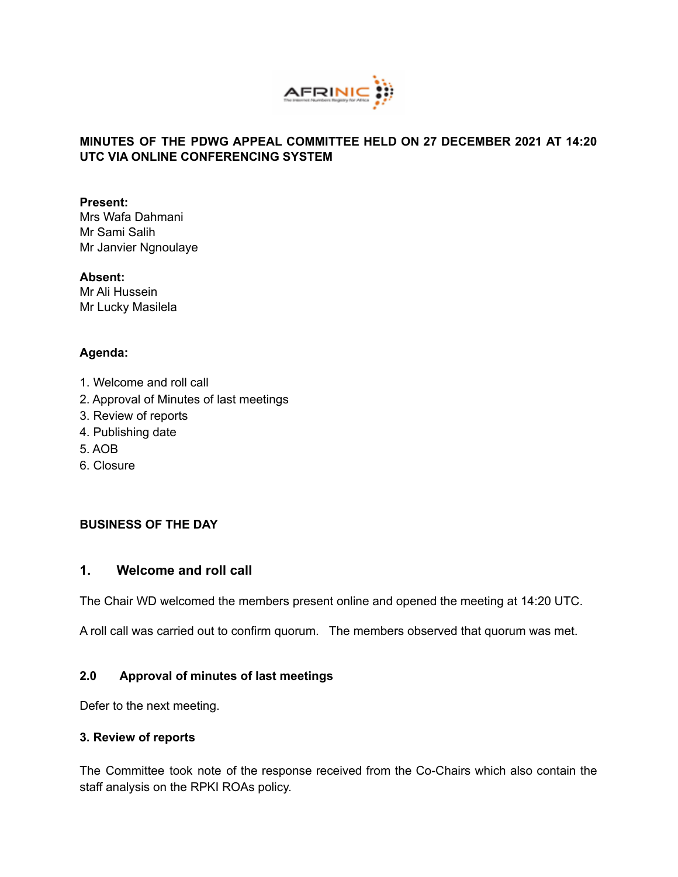**MINUTES OF THE PDWG APPEAL COMMITTEE HELD ON 27 DECEMBER 2021 AT 14:20 UTC VIA ONLINE CONFERENCING SYSTEM**

**Present:**
Mrs Wafa Dahmani
Mr Sami Salih
Mr Janvier Ngnoulaye

**Absent:**
Mr Ali Hussein
Mr Lucky Masilela

**Agenda:**

1. Welcome and roll call
2. Approval of Minutes of last meetings
3. Review of reports
4. Publishing date
5. AOB
6. Closure

**BUSINESS OF THE DAY**

## 1. Welcome and roll call

The Chair WD welcomed the members present online and opened the meeting at 14:20 UTC.

A roll call was carried out to confirm quorum. The members observed that quorum was met.

### 2.0 Approval of minutes of last meetings

Defer to the next meeting.

### 3. Review of reports

The Committee took note of the response received from the Co-Chairs which also contain the staff analysis on the RPKI ROAs policy.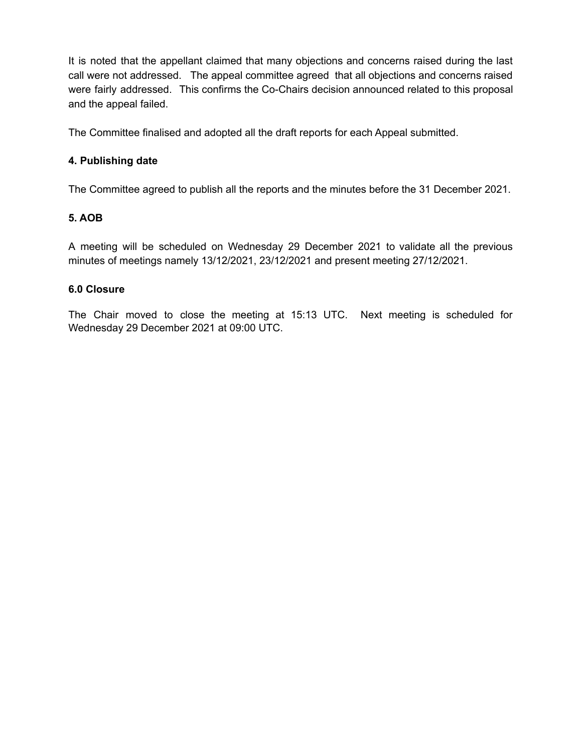It is noted that the appellant claimed that many objections and concerns raised during the last call were not addressed. The appeal committee agreed that all objections and concerns raised were fairly addressed. This confirms the Co-Chairs decision announced related to this proposal and the appeal failed.

The Committee finalised and adopted all the draft reports for each Appeal submitted.

**4. Publishing date**

The Committee agreed to publish all the reports and the minutes before the 31 December 2021.

**5. AOB**

A meeting will be scheduled on Wednesday 29 December 2021 to validate all the previous minutes of meetings namely 13/12/2021, 23/12/2021 and present meeting 27/12/2021.

**6.0 Closure**

The Chair moved to close the meeting at 15:13 UTC. Next meeting is scheduled for Wednesday 29 December 2021 at 09:00 UTC.